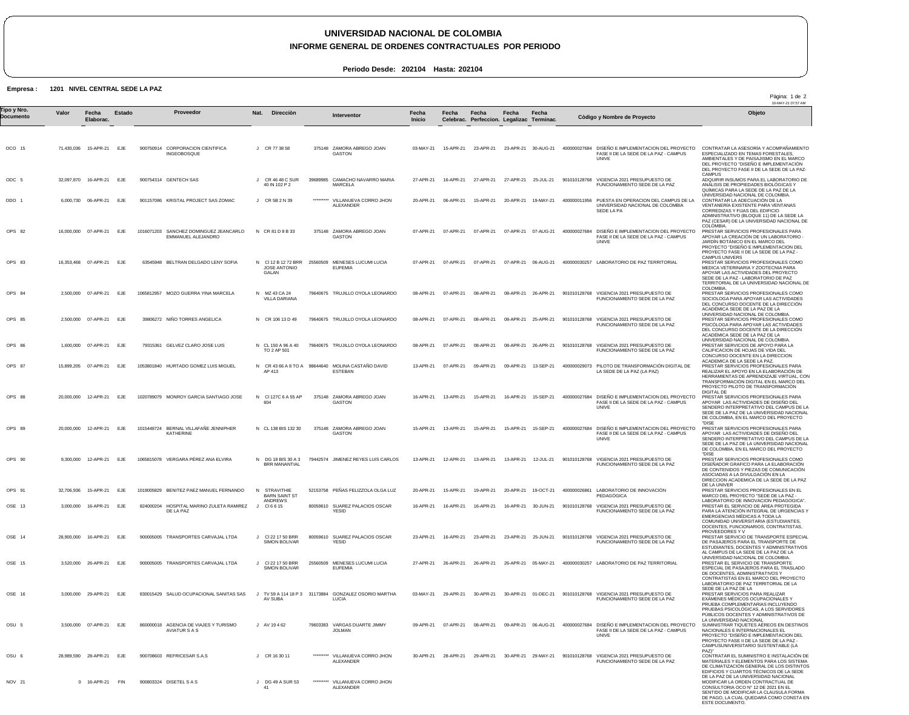# UNIVERSIDAD NACIONAL DE COLOMBIA

## INFORME GENERAL DE ORDENES CONTRACTUALES POR PERIODO

**Periodo Desde: 202104 Hasta: 202104**

**Empresa : 1201 NIVEL CENTRAL SEDE LA PAZ**

| Tipo y Nro. Documento | Valor | Fecha Elaborac. | Estado | Proveedor | Nat. | Dirección | Interventor | Fecha Inicio | Fecha Celebrac. | Fecha Perfeccion. | Fecha Legalizac | Fecha Terminac. | Còdigo y Nombre de Proyecto | Objeto |
|---|---|---|---|---|---|---|---|---|---|---|---|---|---|---|
| OCO 15 | 71,430,036 | 15-APR-21 | EJE | 900750914 CORPORACION CIENTIFICA INGEOBOSQUE | J | CR 77 38 58 | 375148 ZAMORA ABREGO JOAN GASTON | 03-MAY-21 | 15-APR-21 | 23-APR-21 | 23-APR-21 | 30-AUG-21 | 400000027684 DISEÑO E IMPLEMENTACION DEL PROYECTO FASE II DE LA SEDE DE LA PAZ - CAMPUS UNIVE | CONTRATAR LA ASESORÍA Y ACOMPAÑAMIENTO ESPECIALIZADO EN TEMAS FORESTALES, AMBIENTALES Y DE PAISAJISMO EN EL MARCO DEL PROYECTO "DISEÑO E IMPLEMENTACIÓN DEL PROYECTO FASE II DE LA SEDE DE LA PAZ-CAMPUS |
| ODC 5 | 32,097,870 | 16-APR-21 | EJE | 900754314 GENTECH SAS | J | CR 46 48 C SUR 40 IN 102 P 2 | 39689985 CAMACHO NAVARRO MARIA MARCELA | 27-APR-21 | 16-APR-21 | 27-APR-21 | 27-APR-21 | 25-JUL-21 | 901010128768 VIGENCIA 2021 PRESUPUESTO DE FUNCIONAMIENTO SEDE DE LA PAZ | ADQUIRIR INSUMOS PARA EL LABORATORIO DE ANÁLISIS DE PROPIEDADES BIOLÓGICAS Y QUÍMICAS PARA LA SEDE DE LA PAZ DE LA UNIVERSIDAD NACIONAL DE COLOMBIA. |
| ODO 1 | 6,000,730 | 06-APR-21 | EJE | 901157086 KRISTAL PROJECT SAS ZOMAC | J | CR 5B 2 N 39 | ********* VILLANUEVA CORRO JHON ALEXANDER | 20-APR-21 | 06-APR-21 | 15-APR-21 | 20-APR-21 | 19-MAY-21 | 400000011956 PUESTA EN OPERACION DEL CAMPUS DE LA UNIVERSIDAD NACIONAL DE COLOMBIA SEDE LA PA | CONTRATAR LA ADECUACIÓN DE LA VENTANERÍA EXISTENTE PARA VENTANAS CORREDIZAS Y FIJAS DEL EDIFICIO ADMINISTRATIVO (BLOQUE 11) DE LA SEDE LA PAZ (CESAR) DE LA UNIVERSIDAD NACIONAL DE COLOMBIA. |
| OPS 82 | 16,000,000 | 07-APR-21 | EJE | 1016071203 SANCHEZ DOMINGUEZ JEANCARLO EMMANUEL ALEJANDRO | N | CR 81 D 8 B 33 | 375148 ZAMORA ABREGO JOAN GASTON | 07-APR-21 | 07-APR-21 | 07-APR-21 | 07-APR-21 | 07-AUG-21 | 400000027684 DISEÑO E IMPLEMENTACION DEL PROYECTO FASE II DE LA SEDE DE LA PAZ - CAMPUS UNIVE | PRESTAR SERVICIOS PROFESIONALES PARA APOYAR LA CREACIÓN DE UN LABORATORIO - JARDÍN BOTÁNICO EN EL MARCO DEL PROYECTO "DISEÑO E IMPLEMENTACION DEL PROYECTO FASE II DE LA SEDE DE LA PAZ - CAMPUS UNIVERS |
| OPS 83 | 16,353,468 | 07-APR-21 | EJE | 63545948 BELTRAN DELGADO LENY SOFIA | N | Cl 12 B 12 72 BRR JOSE ANTONIO GALAN | 25560509 MENESES LUCUMI LUCIA EUFEMIA | 07-APR-21 | 07-APR-21 | 07-APR-21 | 07-APR-21 | 06-AUG-21 | 400000030257 LABORATORIO DE PAZ TERRITORIAL | PRESTAR SERVICIOS PROFESIONALES COMO MEDICA VETERINARIA Y ZOOTECNIA PARA APOYAR LAS ACTIVIDADES DEL PROYECTO SEDE DE LA PAZ - LABORATORIO DE PAZ TERRITORIAL DE LA UNIVERSIDAD NACIONAL DE COLOMBIA. |
| OPS 84 | 2,500,000 | 07-APR-21 | EJE | 1065812957 MOZO GUERRA YINA MARCELA | N | MZ 43 CA 24 VILLA DARIANA | 79640675 TRUJILLO OYOLA LEONARDO | 08-APR-21 | 07-APR-21 | 08-APR-21 | 08-APR-21 | 26-APR-21 | 901010128768 VIGENCIA 2021 PRESUPUESTO DE FUNCIONAMIENTO SEDE DE LA PAZ | PRESTAR SERVICIOS PROFESIONALES COMO SOCIOLOGA PARA APOYAR LAS ACTIVIDADES DEL CONCURSO DOCENTE DE LA DIRECCIÓN ACADÉMICA SEDE DE LA PAZ DE LA UNIVERSIDAD NACIONAL DE COLOMBIA. |
| OPS 85 | 2,500,000 | 07-APR-21 | EJE | 39806272 NIÑO TORRES ANGELICA | N | CR 106 13 D 49 | 79640675 TRUJILLO OYOLA LEONARDO | 08-APR-21 | 07-APR-21 | 08-APR-21 | 08-APR-21 | 25-APR-21 | 901010128768 VIGENCIA 2021 PRESUPUESTO DE FUNCIONAMIENTO SEDE DE LA PAZ | PRESTAR SERVICIOS PROFESIONALES COMO PSICÓLOGA PARA APOYAR LAS ACTIVIDADES DEL CONCURSO DOCENTE DE LA DIRECCIÓN ACADÉMICA SEDE DE LA PAZ DE LA UNIVERSIDAD NACIONAL DE COLOMBIA. |
| OPS 86 | 1,600,000 | 07-APR-21 | EJE | 79315361 GELVEZ CLARO JOSE LUIS | N | CL 150 A 96 A 40 TO 2 AP 501 | 79640675 TRUJILLO OYOLA LEONARDO | 08-APR-21 | 07-APR-21 | 08-APR-21 | 08-APR-21 | 26-APR-21 | 901010128768 VIGENCIA 2021 PRESUPUESTO DE FUNCIONAMIENTO SEDE DE LA PAZ | PRESTAR SERVICIOS DE APOYO PARA LA CALIFICACION DE HOJAS DE VIDA DEL CONCURSO DOCENTE EN LA DIRECCION ACADEMICA DE LA SEDE LA PAZ. |
| OPS 87 | 15,899,205 | 07-APR-21 | EJE | 1053801840 HURTADO GOMEZ LUIS MIGUEL | N | CR 43 66 A 8 TO A AP 413 | 98644640 MOLINA CASTAÑO DAVID ESTEBAN | 13-APR-21 | 07-APR-21 | 09-APR-21 | 09-APR-21 | 13-SEP-21 | 400000029073 PILOTO DE TRANSFORMACIÓN DIGITAL DE LA SEDE DE LA PAZ (LA PAZ) | PRESTAR SERVICIOS PROFESIONALES PARA REALIZAR EL APOYO EN LA ELABORACIÓN DE HERRAMIENTAS DE APRENDIZAJE VIRTUAL, CON TRANSFORMACIÓN DIGITAL EN EL MARCO DEL PROYECTO PILOTO DE TRANSFORMACIÓN DIGITAL DE |
| OPS 88 | 20,000,000 | 12-APR-21 | EJE | 1020789079 MONROY GARCIA SANTIAGO JOSE | N | Cl 127C 6 A 55 AP 604 | 375148 ZAMORA ABREGO JOAN GASTON | 16-APR-21 | 13-APR-21 | 15-APR-21 | 16-APR-21 | 15-SEP-21 | 400000027684 DISEÑO E IMPLEMENTACION DEL PROYECTO FASE II DE LA SEDE DE LA PAZ - CAMPUS UNIVE | PRESTAR SERVICIOS PROFESIONALES PARA APOYAR LAS ACTIVIDADES DE DISEÑO DEL SENDERO INTERPRETATIVO DEL CAMPUS DE LA SEDE DE LA PAZ DE LA UNIVERSIDAD NACIONAL DE COLOMBIA, EN EL MARCO DEL PROYECTO "DISE |
| OPS 89 | 20,000,000 | 12-APR-21 | EJE | 1015448724 BERNAL VILLAFAÑE JENNIPHER KATHERINE | N | CL 138 BIS 132 30 | 375148 ZAMORA ABREGO JOAN GASTON | 15-APR-21 | 13-APR-21 | 15-APR-21 | 15-APR-21 | 15-SEP-21 | 400000027684 DISEÑO E IMPLEMENTACION DEL PROYECTO FASE II DE LA SEDE DE LA PAZ - CAMPUS UNIVE | PRESTAR SERVICIOS PROFESIONALES PARA APOYAR LAS ACTIVIDADES DE DISEÑO DEL SENDERO INTERPRETATIVO DEL CAMPUS DE LA SEDE DE LA PAZ DE LA UNIVERSIDAD NACIONAL DE COLOMBIA, EN EL MARCO DEL PROYECTO "DISE |
| OPS 90 | 9,300,000 | 12-APR-21 | EJE | 1065815078 VERGARA PÉREZ ANA ELVIRA | N | DG 18 BIS 30 A 3 BRR MANANTIAL | 79442574 JIMENEZ REYES LUIS CARLOS | 13-APR-21 | 12-APR-21 | 13-APR-21 | 13-APR-21 | 12-JUL-21 | 901010128768 VIGENCIA 2021 PRESUPUESTO DE FUNCIONAMIENTO SEDE DE LA PAZ | PRESTAR SERVICIOS PROFESIONALES COMO DISEÑADOR GRAFICO PARA LA ELABORACIÓN DE CONTENIDOS Y PIEZAS DE COMUNICACIÓN ASOCIADAS A LA DIVULGACIÓN EN LA DIRECCION ACADEMICA DE LA SEDE DE LA PAZ DE LA UNIVER |
| OPS 91 | 32,706,936 | 15-APR-21 | EJE | 1019005829 BENITEZ PAEZ MANUEL FERNANDO | N | STRAVITHIE BARN SAINT ST ANDREWS | 52153758 PEÑAS FELIZZOLA OLGA LUZ | 20-APR-21 | 15-APR-21 | 19-APR-21 | 20-APR-21 | 19-OCT-21 | 400000026861 LABORATORIO DE INNOVACIÓN PEDAGÓGICA | PRESTAR SERVICIOS PROFESIONALES EN EL MARCO DEL PROYECTO "SEDE DE LA PAZ - LABORATORIO DE INNOVACION PEDAGOGICA". |
| OSE 13 | 3,000,000 | 16-APR-21 | EJE | 824000204 HOSPITAL MARINO ZULETA RAMIREZ DE LA PAZ | J | Cl 6 6 15 | 80059610 SUAREZ PALACIOS OSCAR YESID | 16-APR-21 | 16-APR-21 | 16-APR-21 | 16-APR-21 | 30-JUN-21 | 901010128768 VIGENCIA 2021 PRESUPUESTO DE FUNCIONAMIENTO SEDE DE LA PAZ | PRESTAR EL SERVICIO DE ÁREA PROTEGIDA PARA LA ATENCIÓN INTEGRAL DE URGENCIAS Y EMERGENCIAS MÉDICAS A TODA LA COMUNIDAD UNIVERSITARIA (ESTUDIANTES, DOCENTES, FUNCIONARIOS, CONTRATISTAS, PROVEEDORES Y V |
| OSE 14 | 28,900,000 | 16-APR-21 | EJE | 900005005 TRANSPORTES CARVAJAL LTDA | J | Cl 22 17 50 BRR SIMON BOLIVAR | 80059610 SUAREZ PALACIOS OSCAR YESID | 23-APR-21 | 16-APR-21 | 23-APR-21 | 23-APR-21 | 25-JUN-21 | 901010128768 VIGENCIA 2021 PRESUPUESTO DE FUNCIONAMIENTO SEDE DE LA PAZ | PRESTAR SERVICIO DE TRANSPORTE ESPECIAL DE PASAJEROS PARA EL TRANSPORTE DE ESTUDIANTES, DOCENTES Y ADMINISTRATIVOS AL CAMPUS DE LA SEDE DE LA PAZ DE LA UNIVERSIDAD NACIONAL DE COLOMBIA. |
| OSE 15 | 3,520,000 | 26-APR-21 | EJE | 900005005 TRANSPORTES CARVAJAL LTDA | J | Cl 22 17 50 BRR SIMON BOLIVAR | 25560509 MENESES LUCUMI LUCIA EUFEMIA | 27-APR-21 | 26-APR-21 | 26-APR-21 | 26-APR-21 | 05-MAY-21 | 400000030257 LABORATORIO DE PAZ TERRITORIAL | PRESTAR EL SERVICIO DE TRANSPORTE ESPECIAL DE PASAJEROS PARA EL TRASLADO DE DOCENTES, ADMINISTRATIVOS Y CONTRATISTAS EN EL MARCO DEL PROYECTO LABORATORIO DE PAZ TERRITORIAL DE LA SEDE DE LA PAZ DE LA |
| OSE 16 | 3,000,000 | 29-APR-21 | EJE | 830015429 SALUD OCUPACIONAL SANITAS SAS | J | TV 59 A 114 18 P 3 AV SUBA | 31173884 GONZALEZ OSORIO MARTHA LUCIA | 03-MAY-21 | 29-APR-21 | 30-APR-21 | 30-APR-21 | 01-DEC-21 | 901010128768 VIGENCIA 2021 PRESUPUESTO DE FUNCIONAMIENTO SEDE DE LA PAZ | PRESTAR SERVICIOS PARA REALIZAR EXÁMENES MÉDICOS OCUPACIONALES Y PRUEBA COMPLEMENTARIAS INCLUYENDO PRUEBAS PSICOLÓGICAS, A LOS SERVIDORES PÚBLICOS DOCENTES Y ADMINISTRATIVOS DE LA UNIVERSIDAD NACIONAL |
| OSU 5 | 3,500,000 | 07-APR-21 | EJE | 860000018 AGENCIA DE VIAJES Y TURISMO AVIATUR S A S | J | AV 19 4 62 | 79603383 VARGAS DUARTE JIMMY JOLMAN | 09-APR-21 | 07-APR-21 | 08-APR-21 | 09-APR-21 | 06-AUG-21 | 400000027684 DISEÑO E IMPLEMENTACION DEL PROYECTO FASE II DE LA SEDE DE LA PAZ - CAMPUS UNIVE | SUMINISTRAR TIQUETES AÉREOS EN DESTINOS NACIONALES E INTERNACIONALES EL PROYECTO "DISEÑO E IMPLEMENTACIÓN DEL PROYECTO FASE II DE LA SEDE DE LA PAZ - CAMPUSUNIVERSITARIO SUSTENTABLE (LA PAZ)" |
| OSU 6 | 28,989,590 | 28-APR-21 | EJE | 900708603 REFRICESAR S.A.S | J | CR 16 30 11 | ********* VILLANUEVA CORRO JHON ALEXANDER | 30-APR-21 | 28-APR-21 | 29-APR-21 | 30-APR-21 | 29-MAY-21 | 901010128768 VIGENCIA 2021 PRESUPUESTO DE FUNCIONAMIENTO SEDE DE LA PAZ | CONTRATAR EL SUMINISTRO E INSTALACIÓN DE MATERIALES Y ELEMENTOS PARA LOS SISTEMA DE CLIMATIZACIÓN GENERAL DE LOS DISTINTOS EDIFICIOS Y CUARTOS TÉCNICOS DE LA SEDE DE LA PAZ DE LA UNIVERSIDAD NACIONAL |
| NOV 21 | 0 | 16-APR-21 | FIN | 900803324 DISETEL S A S | J | DG 49 A SUR 53 41 | ********* VILLANUEVA CORRO JHON ALEXANDER | | | | | | | MODIFICAR LA ORDEN CONTRACTUAL DE CONSULTORIA OCO N° 12 DE 2021 EN EL SENTIDO DE MODIFICAR LA CLAUSULA FORMA DE PAGO, LA CUAL QUEDARÁ COMO CONSTA EN ESTE DOCUMENTO. |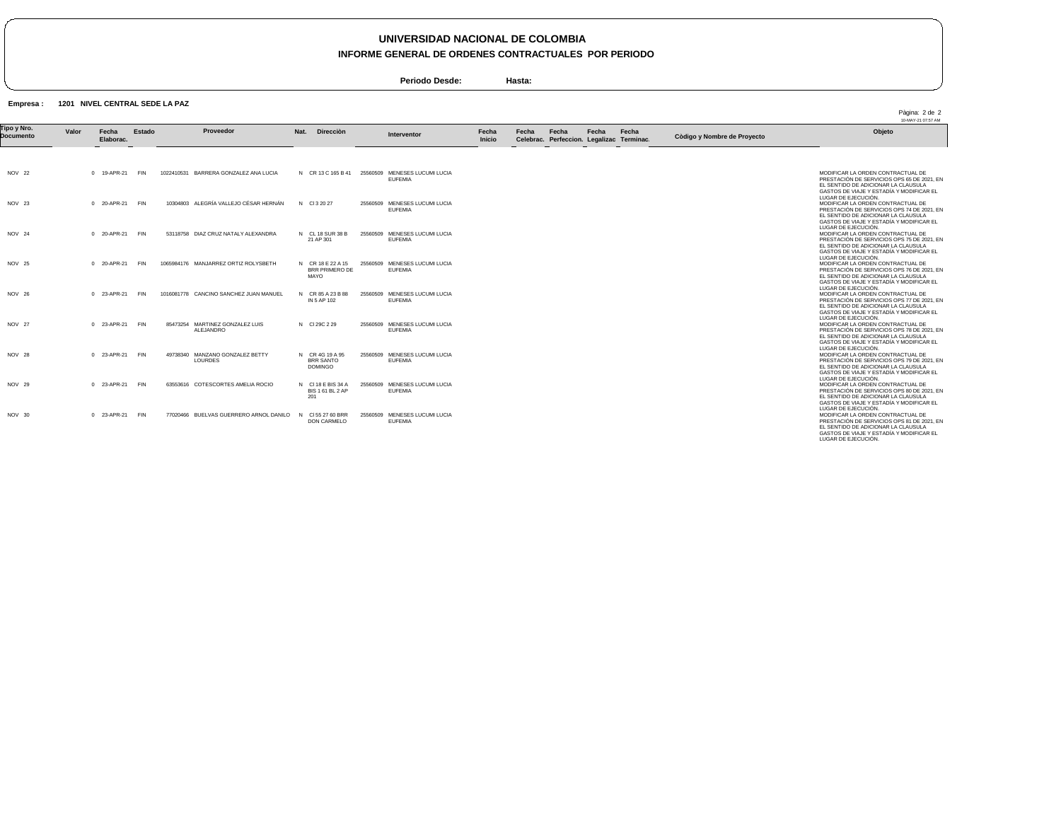# UNIVERSIDAD NACIONAL DE COLOMBIA

## INFORME GENERAL DE ORDENES CONTRACTUALES POR PERIODO

**Periodo Desde:** **Hasta:**

**Empresa :** **1201 NIVEL CENTRAL SEDE LA PAZ**

10-MAY-21 07:57 AM

| Tipo y Nro. Documento | Valor | Fecha Elaborac. | Estado | Proveedor | Nat. | Dirección | Interventor | Fecha Inicio | Fecha Celebrac. | Fecha Perfeccion. | Fecha Legalizac | Fecha Terminac. | Còdigo y Nombre de Proyecto | Objeto |
|---|---|---|---|---|---|---|---|---|---|---|---|---|---|---|
| NOV 22 | 0 | 19-APR-21 | FIN | 1022410531 BARRERA GONZALEZ ANA LUCIA | N | CR 13 C 165 B 41 | 25560509 MENESES LUCUMI LUCIA EUFEMIA | | | | | | | MODIFICAR LA ORDEN CONTRACTUAL DE PRESTACIÓN DE SERVICIOS OPS 65 DE 2021, EN EL SENTIDO DE ADICIONAR LA CLAUSULA GASTOS DE VIAJE Y ESTADÍA Y MODIFICAR EL LUGAR DE EJECUCIÓN. |
| NOV 23 | 0 | 20-APR-21 | FIN | 10304803 ALEGRÍA VALLEJO CÉSAR HERNÁN | N | Cl 3 20 27 | 25560509 MENESES LUCUMI LUCIA EUFEMIA | | | | | | | MODIFICAR LA ORDEN CONTRACTUAL DE PRESTACIÓN DE SERVICIOS OPS 74 DE 2021, EN EL SENTIDO DE ADICIONAR LA CLAUSULA GASTOS DE VIAJE Y ESTADÍA Y MODIFICAR EL LUGAR DE EJECUCIÓN. |
| NOV 24 | 0 | 20-APR-21 | FIN | 53118758 DIAZ CRUZ NATALY ALEXANDRA | N | CL 18 SUR 38 B 21 AP 301 | 25560509 MENESES LUCUMI LUCIA EUFEMIA | | | | | | | MODIFICAR LA ORDEN CONTRACTUAL DE PRESTACIÓN DE SERVICIOS OPS 75 DE 2021, EN EL SENTIDO DE ADICIONAR LA CLAUSULA GASTOS DE VIAJE Y ESTADÍA Y MODIFICAR EL LUGAR DE EJECUCIÓN. |
| NOV 25 | 0 | 20-APR-21 | FIN | 1065984176 MANJARREZ ORTIZ ROLYSBETH | N | CR 18 E 22 A 15 BRR PRIMERO DE MAYO | 25560509 MENESES LUCUMI LUCIA EUFEMIA | | | | | | | MODIFICAR LA ORDEN CONTRACTUAL DE PRESTACIÓN DE SERVICIOS OPS 76 DE 2021, EN EL SENTIDO DE ADICIONAR LA CLAUSULA GASTOS DE VIAJE Y ESTADÍA Y MODIFICAR EL LUGAR DE EJECUCIÓN. |
| NOV 26 | 0 | 23-APR-21 | FIN | 1016081778 CANCINO SANCHEZ JUAN MANUEL | N | CR 85 A 23 B 88 IN 5 AP 102 | 25560509 MENESES LUCUMI LUCIA EUFEMIA | | | | | | | MODIFICAR LA ORDEN CONTRACTUAL DE PRESTACIÓN DE SERVICIOS OPS 77 DE 2021, EN EL SENTIDO DE ADICIONAR LA CLAUSULA GASTOS DE VIAJE Y ESTADÍA Y MODIFICAR EL LUGAR DE EJECUCIÓN. |
| NOV 27 | 0 | 23-APR-21 | FIN | 85473254 MARTINEZ GONZALEZ LUIS ALEJANDRO | N | Cl 29C 2 29 | 25560509 MENESES LUCUMI LUCIA EUFEMIA | | | | | | | MODIFICAR LA ORDEN CONTRACTUAL DE PRESTACIÓN DE SERVICIOS OPS 78 DE 2021, EN EL SENTIDO DE ADICIONAR LA CLAUSULA GASTOS DE VIAJE Y ESTADÍA Y MODIFICAR EL LUGAR DE EJECUCIÓN. |
| NOV 28 | 0 | 23-APR-21 | FIN | 49738340 MANZANO GONZALEZ BETTY LOURDES | N | CR 4G 19 A 95 BRR SANTO DOMINGO | 25560509 MENESES LUCUMI LUCIA EUFEMIA | | | | | | | MODIFICAR LA ORDEN CONTRACTUAL DE PRESTACIÓN DE SERVICIOS OPS 79 DE 2021, EN EL SENTIDO DE ADICIONAR LA CLAUSULA GASTOS DE VIAJE Y ESTADÍA Y MODIFICAR EL LUGAR DE EJECUCIÓN. |
| NOV 29 | 0 | 23-APR-21 | FIN | 63553616 COTESCORTES AMELIA ROCIO | N | Cl 18 E BIS 34 A BIS 1 61 BL 2 AP 201 | 25560509 MENESES LUCUMI LUCIA EUFEMIA | | | | | | | MODIFICAR LA ORDEN CONTRACTUAL DE PRESTACIÓN DE SERVICIOS OPS 80 DE 2021, EN EL SENTIDO DE ADICIONAR LA CLAUSULA GASTOS DE VIAJE Y ESTADÍA Y MODIFICAR EL LUGAR DE EJECUCIÓN. |
| NOV 30 | 0 | 23-APR-21 | FIN | 77020466 BUELVAS GUERRERO ARNOL DANILO | N | Cl 55 27 60 BRR DON CARMELO | 25560509 MENESES LUCUMI LUCIA EUFEMIA | | | | | | | MODIFICAR LA ORDEN CONTRACTUAL DE PRESTACIÓN DE SERVICIOS OPS 81 DE 2021, EN EL SENTIDO DE ADICIONAR LA CLAUSULA GASTOS DE VIAJE Y ESTADÍA Y MODIFICAR EL LUGAR DE EJECUCIÓN. |